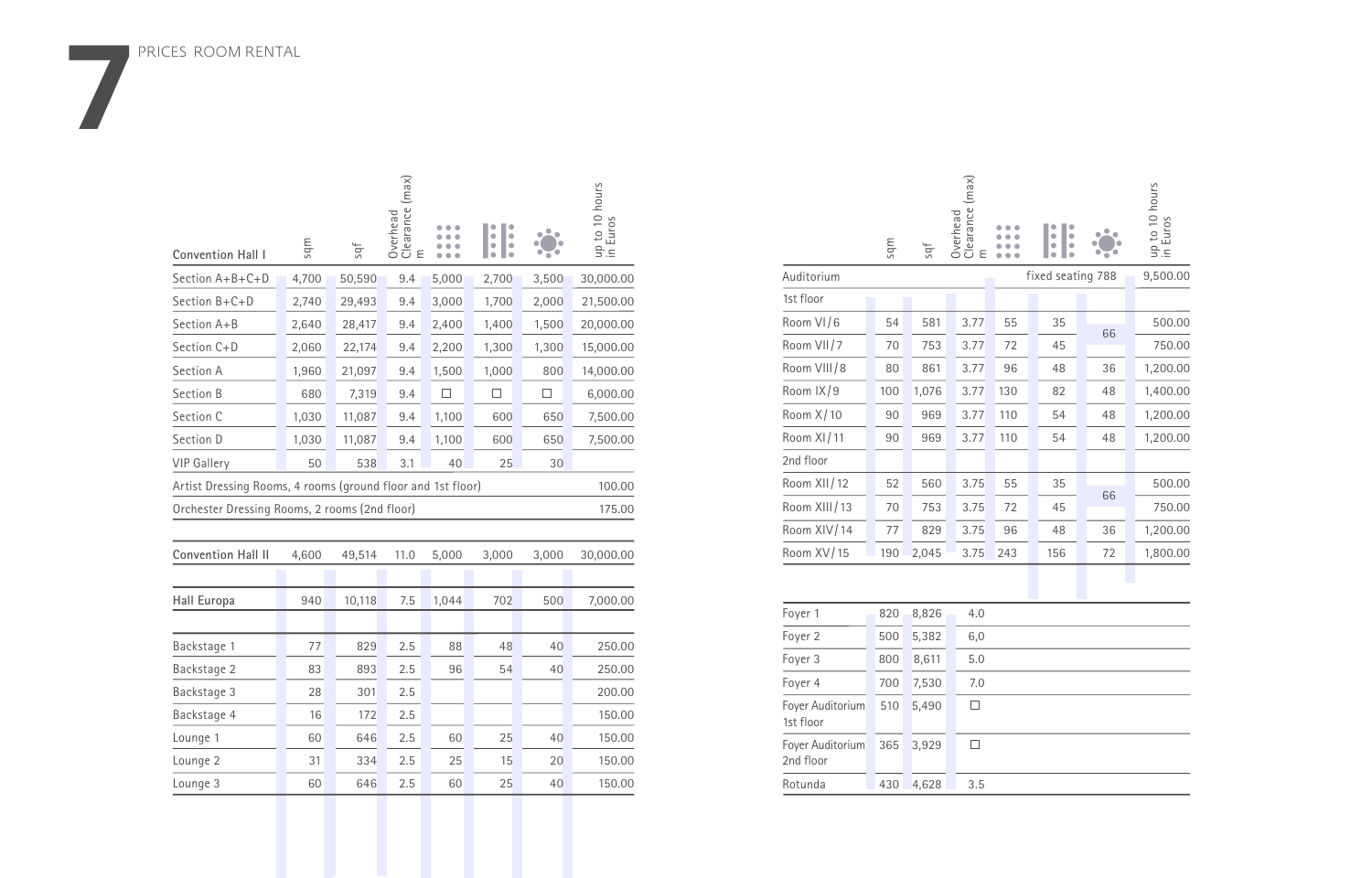# 7 PRICES ROOM RENTAL

| Convention Hall I | sqm | sqf | Overhead Clearance (max) m | Theatre | Classroom | Banquet | up to 10 hours in Euros |
|---|---|---|---|---|---|---|---|
| Section A+B+C+D | 4,700 | 50,590 | 9.4 | 5,000 | 2,700 | 3,500 | 30,000.00 |
| Section B+C+D | 2,740 | 29,493 | 9.4 | 3,000 | 1,700 | 2,000 | 21,500.00 |
| Section A+B | 2,640 | 28,417 | 9.4 | 2,400 | 1,400 | 1,500 | 20,000.00 |
| Section C+D | 2,060 | 22,174 | 9.4 | 2,200 | 1,300 | 1,300 | 15,000.00 |
| Section A | 1,960 | 21,097 | 9.4 | 1,500 | 1,000 | 800 | 14,000.00 |
| Section B | 680 | 7,319 | 9.4 | ☐ | ☐ | ☐ | 6,000.00 |
| Section C | 1,030 | 11,087 | 9.4 | 1,100 | 600 | 650 | 7,500.00 |
| Section D | 1,030 | 11,087 | 9.4 | 1,100 | 600 | 650 | 7,500.00 |
| VIP Gallery | 50 | 538 | 3.1 | 40 | 25 | 30 | |
| Artist Dressing Rooms, 4 rooms (ground floor and 1st floor) | | | | | | | 100.00 |
| Orchester Dressing Rooms, 2 rooms (2nd floor) | | | | | | | 175.00 |
| **Convention Hall II** | 4,600 | 49,514 | 11.0 | 5,000 | 3,000 | 3,000 | 30,000.00 |
| **Hall Europa** | 940 | 10,118 | 7.5 | 1,044 | 702 | 500 | 7,000.00 |
| Backstage 1 | 77 | 829 | 2.5 | 88 | 48 | 40 | 250.00 |
| Backstage 2 | 83 | 893 | 2.5 | 96 | 54 | 40 | 250.00 |
| Backstage 3 | 28 | 301 | 2.5 | | | | 200.00 |
| Backstage 4 | 16 | 172 | 2.5 | | | | 150.00 |
| Lounge 1 | 60 | 646 | 2.5 | 60 | 25 | 40 | 150.00 |
| Lounge 2 | 31 | 334 | 2.5 | 25 | 15 | 20 | 150.00 |
| Lounge 3 | 60 | 646 | 2.5 | 60 | 25 | 40 | 150.00 |

| | sqm | sqf | Overhead Clearance (max) m | Theatre | Classroom | Banquet | up to 10 hours in Euros |
|---|---|---|---|---|---|---|---|
| Auditorium | fixed seating 788 | | | | | | 9,500.00 |
| 1st floor | | | | | | | |
| Room VI/6 | 54 | 581 | 3.77 | 55 | 35 | 66 (Room VI/6 + VII/7) | 500.00 |
| Room VII/7 | 70 | 753 | 3.77 | 72 | 45 | | 750.00 |
| Room VIII/8 | 80 | 861 | 3.77 | 96 | 48 | 36 | 1,200.00 |
| Room IX/9 | 100 | 1,076 | 3.77 | 130 | 82 | 48 | 1,400.00 |
| Room X/10 | 90 | 969 | 3.77 | 110 | 54 | 48 | 1,200.00 |
| Room XI/11 | 90 | 969 | 3.77 | 110 | 54 | 48 | 1,200.00 |
| 2nd floor | | | | | | | |
| Room XII/12 | 52 | 560 | 3.75 | 55 | 35 | 66 (Room XII/12 + XIII/13) | 500.00 |
| Room XIII/13 | 70 | 753 | 3.75 | 72 | 45 | | 750.00 |
| Room XIV/14 | 77 | 829 | 3.75 | 96 | 48 | 36 | 1,200.00 |
| Room XV/15 | 190 | 2,045 | 3.75 | 243 | 156 | 72 | 1,800.00 |

| | sqm | sqf | Overhead Clearance (max) m |
|---|---|---|---|
| Foyer 1 | 820 | 8,826 | 4.0 |
| Foyer 2 | 500 | 5,382 | 6,0 |
| Foyer 3 | 800 | 8,611 | 5.0 |
| Foyer 4 | 700 | 7,530 | 7.0 |
| Foyer Auditorium 1st floor | 510 | 5,490 | ☐ |
| Foyer Auditorium 2nd floor | 365 | 3,929 | ☐ |
| Rotunda | 430 | 4,628 | 3.5 |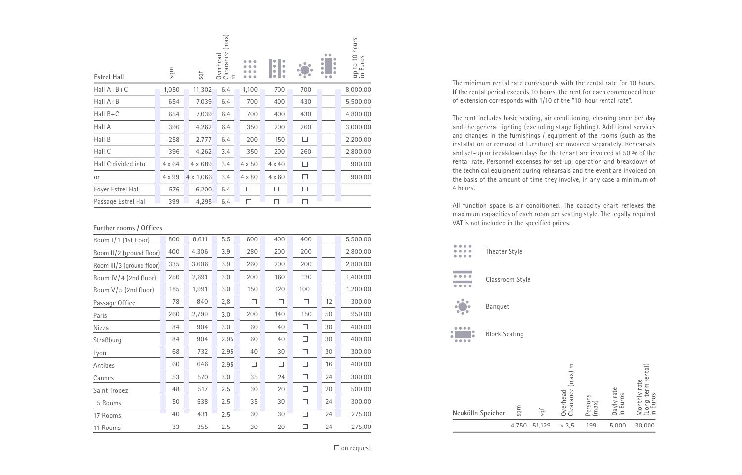| Estrel Hall | sqm | sqf | Overhead Clearance (max) m | Theater Style | Classroom Style | Banquet | Block Seating | up to 10 hours in Euros |
|---|---|---|---|---|---|---|---|---|
| Hall A+B+C | 1,050 | 11,302 | 6.4 | 1,100 | 700 | 700 | | 8,000.00 |
| Hall A+B | 654 | 7,039 | 6.4 | 700 | 400 | 430 | | 5,500.00 |
| Hall B+C | 654 | 7,039 | 6.4 | 700 | 400 | 430 | | 4,800.00 |
| Hall A | 396 | 4,262 | 6.4 | 350 | 200 | 260 | | 3,000.00 |
| Hall B | 258 | 2,777 | 6.4 | 200 | 150 | ☐ | | 2,200.00 |
| Hall C | 396 | 4,262 | 3.4 | 350 | 200 | 260 | | 2,800.00 |
| Hall C divided into | 4 x 64 | 4 x 689 | 3.4 | 4 x 50 | 4 x 40 | ☐ | | 900.00 |
| or | 4 x 99 | 4 x 1,066 | 3.4 | 4 x 80 | 4 x 60 | ☐ | | 900.00 |
| Foyer Estrel Hall | 576 | 6,200 | 6.4 | ☐ | ☐ | ☐ | | |
| Passage Estrel Hall | 399 | 4,295 | 6.4 | ☐ | ☐ | ☐ | | |

| Further rooms / Offices | sqm | sqf | Overhead Clearance (max) m | Theater Style | Classroom Style | Banquet | Block Seating | up to 10 hours in Euros |
|---|---|---|---|---|---|---|---|---|
| Room I / 1 (1st floor) | 800 | 8,611 | 5.5 | 600 | 400 | 400 | | 5,500.00 |
| Room II / 2 (ground floor) | 400 | 4,306 | 3.9 | 280 | 200 | 200 | | 2,800.00 |
| Room III / 3 (ground floor) | 335 | 3,606 | 3.9 | 260 | 200 | 200 | | 2,800.00 |
| Room IV / 4 (2nd floor) | 250 | 2,691 | 3.0 | 200 | 160 | 130 | | 1,400.00 |
| Room V / 5 (2nd floor) | 185 | 1,991 | 3.0 | 150 | 120 | 100 | | 1,200.00 |
| Passage Office | 78 | 840 | 2,8 | ☐ | ☐ | ☐ | 12 | 300.00 |
| Paris | 260 | 2,799 | 3.0 | 200 | 140 | 150 | 50 | 950.00 |
| Nizza | 84 | 904 | 3.0 | 60 | 40 | ☐ | 30 | 400.00 |
| Straßburg | 84 | 904 | 2.95 | 60 | 40 | ☐ | 30 | 400.00 |
| Lyon | 68 | 732 | 2.95 | 40 | 30 | ☐ | 30 | 300.00 |
| Antibes | 60 | 646 | 2.95 | ☐ | ☐ | ☐ | 16 | 400.00 |
| Cannes | 53 | 570 | 3.0 | 35 | 24 | ☐ | 24 | 300.00 |
| Saint Tropez | 48 | 517 | 2.5 | 30 | 20 | ☐ | 20 | 500.00 |
| 5 Rooms | 50 | 538 | 2.5 | 35 | 30 | ☐ | 24 | 300.00 |
| 17 Rooms | 40 | 431 | 2.5 | 30 | 30 | ☐ | 24 | 275.00 |
| 11 Rooms | 33 | 355 | 2.5 | 30 | 20 | ☐ | 24 | 275.00 |

☐ on request

The minimum rental rate corresponds with the rental rate for 10 hours. If the rental period exceeds 10 hours, the rent for each commenced hour of extension corresponds with 1/10 of the "10-hour rental rate".

The rent includes basic seating, air conditioning, cleaning once per day and the general lighting (excluding stage lighting). Additional services and changes in the furnishings / equipment of the rooms (such as the installation or removal of furniture) are invoiced separately. Rehearsals and set-up or breakdown days for the tenant are invoiced at 50 % of the rental rate. Personnel expenses for set-up, operation and breakdown of the technical equipment during rehearsals and the event are invoiced on the basis of the amount of time they involve, in any case a minimum of 4 hours.

All function space is air-conditioned. The capacity chart reflexes the maximum capacities of each room per seating style. The legally required VAT is not included in the specified prices.

Theater Style

Classroom Style

Banquet

Block Seating

| Neukölln Speicher | sqm | sqf | Overhead Clearance (max) m | Persons (max) | Dayly rate in Euros | Monthly rate (Long-term rental) in Euros |
|---|---|---|---|---|---|---|
| | 4,750 | 51,129 | > 3,5 | 199 | 5,000 | 30,000 |